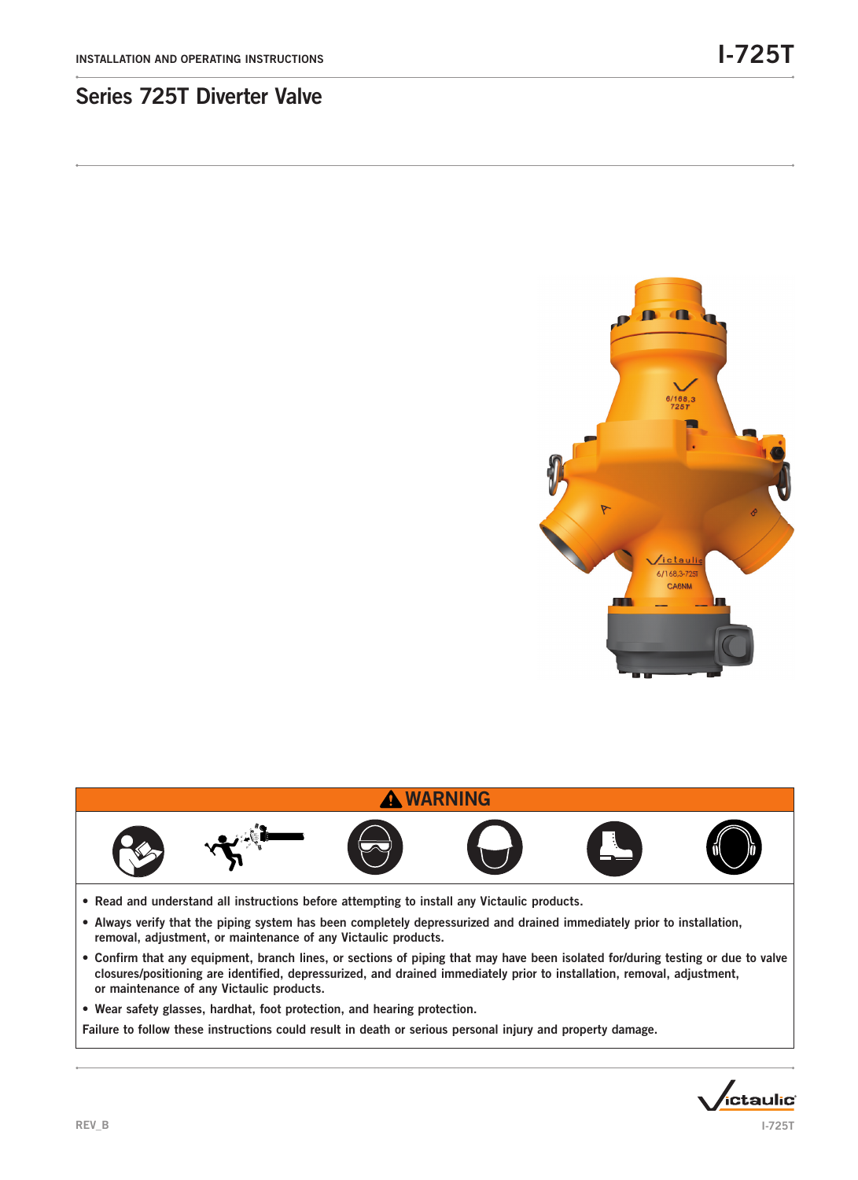INSTALLATION AND OPERATING INSTRUCTIONS

# Series 725T Diverter Valve

## ⚠ WARNING

- Read and understand all instructions before attempting to install any Victaulic products.
- Always verify that the piping system has been completely depressurized and drained immediately prior to installation, removal, adjustment, or maintenance of any Victaulic products.
- Confirm that any equipment, branch lines, or sections of piping that may have been isolated for/during testing or due to valve closures/positioning are identified, depressurized, and drained immediately prior to installation, removal, adjustment, or maintenance of any Victaulic products.
- Wear safety glasses, hardhat, foot protection, and hearing protection.

Failure to follow these instructions could result in death or serious personal injury and property damage.

REV_B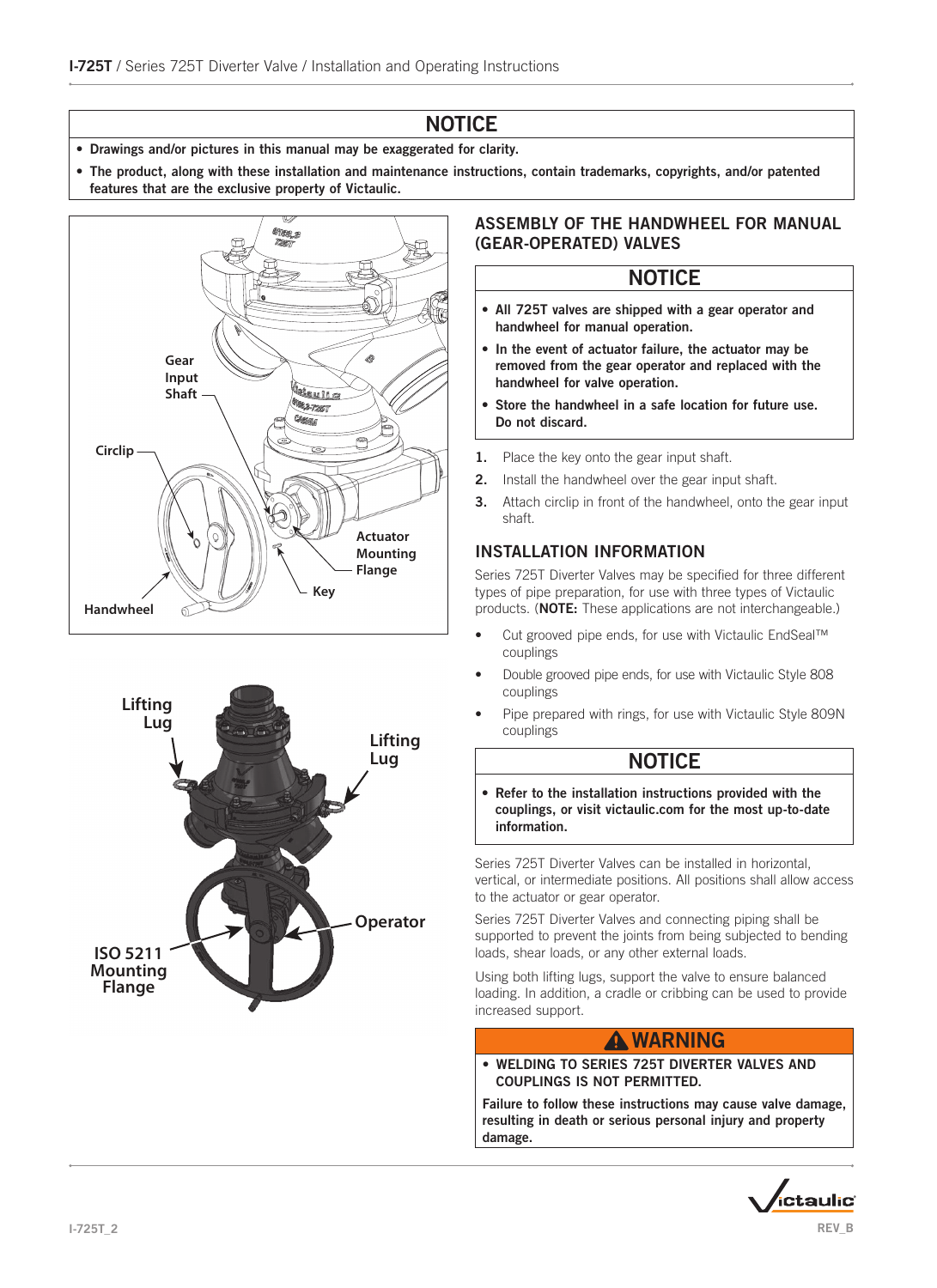## NOTICE

- **Drawings and/or pictures in this manual may be exaggerated for clarity.**
- **The product, along with these installation and maintenance instructions, contain trademarks, copyrights, and/or patented features that are the exclusive property of Victaulic.**

Gear Input Shaft

Circlip

Actuator Mounting Flange

Key

Handwheel

Lifting Lug

Lifting Lug

Operator

ISO 5211 Mounting Flange

## ASSEMBLY OF THE HANDWHEEL FOR MANUAL (GEAR-OPERATED) VALVES

### NOTICE

- **All 725T valves are shipped with a gear operator and handwheel for manual operation.**
- **In the event of actuator failure, the actuator may be removed from the gear operator and replaced with the handwheel for valve operation.**
- **Store the handwheel in a safe location for future use. Do not discard.**

1. Place the key onto the gear input shaft.
2. Install the handwheel over the gear input shaft.
3. Attach circlip in front of the handwheel, onto the gear input shaft.

## INSTALLATION INFORMATION

Series 725T Diverter Valves may be specified for three different types of pipe preparation, for use with three types of Victaulic products. (**NOTE:** These applications are not interchangeable.)

- Cut grooved pipe ends, for use with Victaulic EndSeal™ couplings
- Double grooved pipe ends, for use with Victaulic Style 808 couplings
- Pipe prepared with rings, for use with Victaulic Style 809N couplings

### NOTICE

- **Refer to the installation instructions provided with the couplings, or visit victaulic.com for the most up-to-date information.**

Series 725T Diverter Valves can be installed in horizontal, vertical, or intermediate positions. All positions shall allow access to the actuator or gear operator.

Series 725T Diverter Valves and connecting piping shall be supported to prevent the joints from being subjected to bending loads, shear loads, or any other external loads.

Using both lifting lugs, support the valve to ensure balanced loading. In addition, a cradle or cribbing can be used to provide increased support.

### ⚠ WARNING

- **WELDING TO SERIES 725T DIVERTER VALVES AND COUPLINGS IS NOT PERMITTED.**

**Failure to follow these instructions may cause valve damage, resulting in death or serious personal injury and property damage.**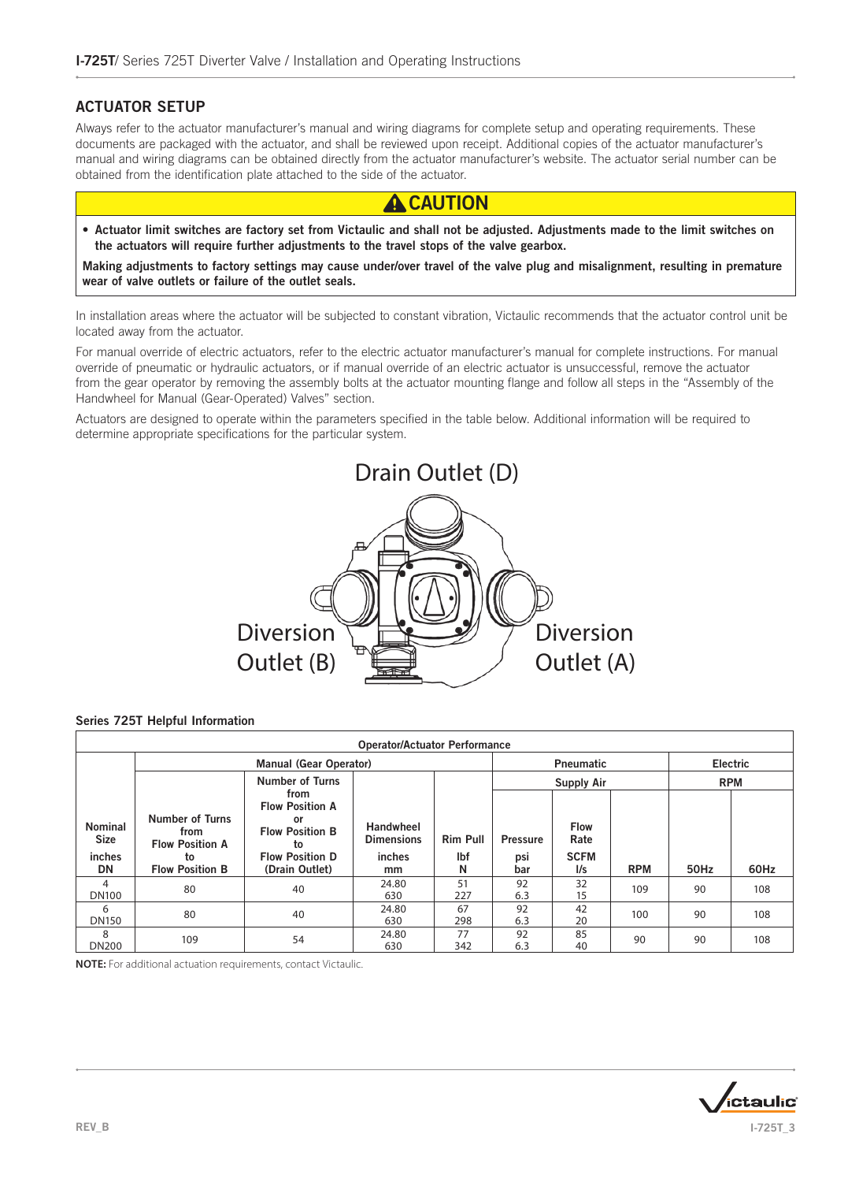## ACTUATOR SETUP

Always refer to the actuator manufacturer's manual and wiring diagrams for complete setup and operating requirements. These documents are packaged with the actuator, and shall be reviewed upon receipt. Additional copies of the actuator manufacturer's manual and wiring diagrams can be obtained directly from the actuator manufacturer's website. The actuator serial number can be obtained from the identification plate attached to the side of the actuator.

**⚠ CAUTION**

- **Actuator limit switches are factory set from Victaulic and shall not be adjusted. Adjustments made to the limit switches on the actuators will require further adjustments to the travel stops of the valve gearbox.**

**Making adjustments to factory settings may cause under/over travel of the valve plug and misalignment, resulting in premature wear of valve outlets or failure of the outlet seals.**

In installation areas where the actuator will be subjected to constant vibration, Victaulic recommends that the actuator control unit be located away from the actuator.

For manual override of electric actuators, refer to the electric actuator manufacturer's manual for complete instructions. For manual override of pneumatic or hydraulic actuators, or if manual override of an electric actuator is unsuccessful, remove the actuator from the gear operator by removing the assembly bolts at the actuator mounting flange and follow all steps in the "Assembly of the Handwheel for Manual (Gear-Operated) Valves" section.

Actuators are designed to operate within the parameters specified in the table below. Additional information will be required to determine appropriate specifications for the particular system.

Drain Outlet (D)

Diversion Outlet (B)

Diversion Outlet (A)

**Series 725T Helpful Information**

| Operator/Actuator Performance | | | | | | | | | |
|---|---|---|---|---|---|---|---|---|---|
| | Manual (Gear Operator) | | | | Pneumatic | | | Electric | |
| | | | | | Supply Air | | | RPM | |
| Nominal Size inches DN | Number of Turns from Flow Position A to Flow Position B | Number of Turns from Flow Position A or Flow Position B to Flow Position D (Drain Outlet) | Handwheel Dimensions inches mm | Rim Pull lbf N | Pressure psi bar | Flow Rate SCFM l/s | RPM | 50Hz | 60Hz |
| 4 DN100 | 80 | 40 | 24.80 630 | 51 227 | 92 6.3 | 32 15 | 109 | 90 | 108 |
| 6 DN150 | 80 | 40 | 24.80 630 | 67 298 | 92 6.3 | 42 20 | 100 | 90 | 108 |
| 8 DN200 | 109 | 54 | 24.80 630 | 77 342 | 92 6.3 | 85 40 | 90 | 90 | 108 |

**NOTE:** For additional actuation requirements, contact Victaulic.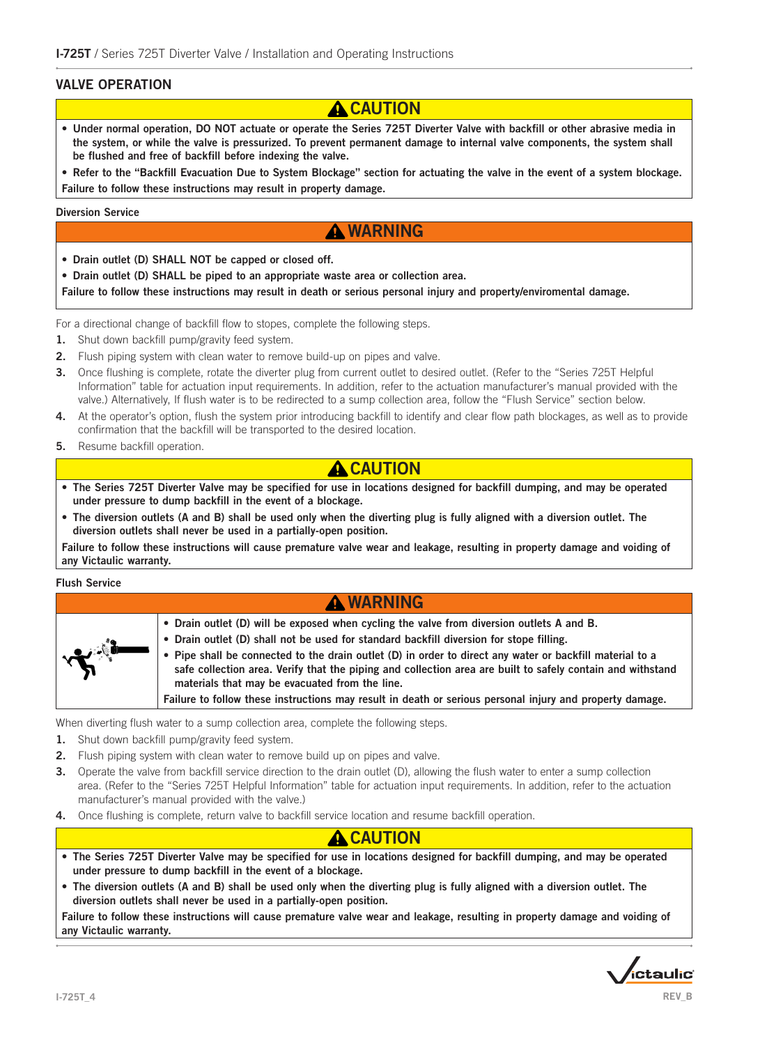## VALVE OPERATION

**⚠ CAUTION**

- **Under normal operation, DO NOT actuate or operate the Series 725T Diverter Valve with backfill or other abrasive media in the system, or while the valve is pressurized. To prevent permanent damage to internal valve components, the system shall be flushed and free of backfill before indexing the valve.**
- **Refer to the "Backfill Evacuation Due to System Blockage" section for actuating the valve in the event of a system blockage.**

**Failure to follow these instructions may result in property damage.**

### Diversion Service

**⚠ WARNING**

- **Drain outlet (D) SHALL NOT be capped or closed off.**
- **Drain outlet (D) SHALL be piped to an appropriate waste area or collection area.**

**Failure to follow these instructions may result in death or serious personal injury and property/enviromental damage.**

For a directional change of backfill flow to stopes, complete the following steps.

1. Shut down backfill pump/gravity feed system.
2. Flush piping system with clean water to remove build-up on pipes and valve.
3. Once flushing is complete, rotate the diverter plug from current outlet to desired outlet. (Refer to the "Series 725T Helpful Information" table for actuation input requirements. In addition, refer to the actuation manufacturer's manual provided with the valve.) Alternatively, If flush water is to be redirected to a sump collection area, follow the "Flush Service" section below.
4. At the operator's option, flush the system prior introducing backfill to identify and clear flow path blockages, as well as to provide confirmation that the backfill will be transported to the desired location.
5. Resume backfill operation.

**⚠ CAUTION**

- **The Series 725T Diverter Valve may be specified for use in locations designed for backfill dumping, and may be operated under pressure to dump backfill in the event of a blockage.**
- **The diversion outlets (A and B) shall be used only when the diverting plug is fully aligned with a diversion outlet. The diversion outlets shall never be used in a partially-open position.**

**Failure to follow these instructions will cause premature valve wear and leakage, resulting in property damage and voiding of any Victaulic warranty.**

### Flush Service

**⚠ WARNING**

- **Drain outlet (D) will be exposed when cycling the valve from diversion outlets A and B.**
- **Drain outlet (D) shall not be used for standard backfill diversion for stope filling.**
- **Pipe shall be connected to the drain outlet (D) in order to direct any water or backfill material to a safe collection area. Verify that the piping and collection area are built to safely contain and withstand materials that may be evacuated from the line.**

**Failure to follow these instructions may result in death or serious personal injury and property damage.**

When diverting flush water to a sump collection area, complete the following steps.

1. Shut down backfill pump/gravity feed system.
2. Flush piping system with clean water to remove build up on pipes and valve.
3. Operate the valve from backfill service direction to the drain outlet (D), allowing the flush water to enter a sump collection area. (Refer to the "Series 725T Helpful Information" table for actuation input requirements. In addition, refer to the actuation manufacturer's manual provided with the valve.)
4. Once flushing is complete, return valve to backfill service location and resume backfill operation.

**⚠ CAUTION**

- **The Series 725T Diverter Valve may be specified for use in locations designed for backfill dumping, and may be operated under pressure to dump backfill in the event of a blockage.**
- **The diversion outlets (A and B) shall be used only when the diverting plug is fully aligned with a diversion outlet. The diversion outlets shall never be used in a partially-open position.**

**Failure to follow these instructions will cause premature valve wear and leakage, resulting in property damage and voiding of any Victaulic warranty.**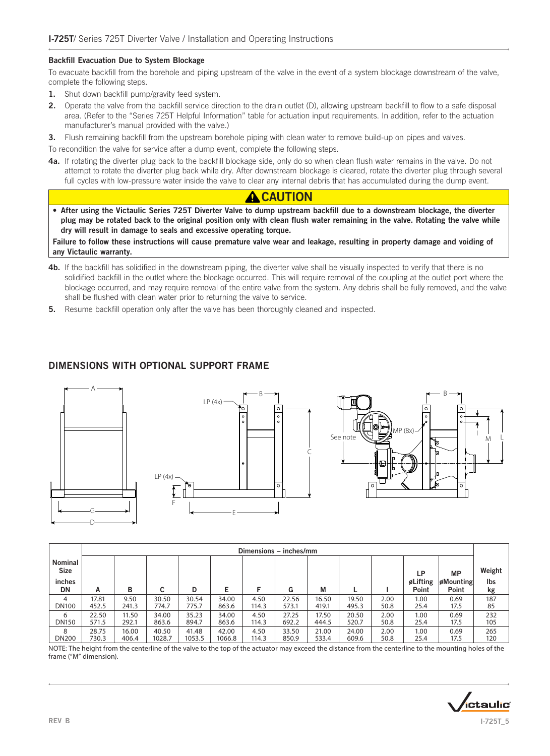### Backfill Evacuation Due to System Blockage

To evacuate backfill from the borehole and piping upstream of the valve in the event of a system blockage downstream of the valve, complete the following steps.

1. Shut down backfill pump/gravity feed system.
2. Operate the valve from the backfill service direction to the drain outlet (D), allowing upstream backfill to flow to a safe disposal area. (Refer to the "Series 725T Helpful Information" table for actuation input requirements. In addition, refer to the actuation manufacturer's manual provided with the valve.)
3. Flush remaining backfill from the upstream borehole piping with clean water to remove build-up on pipes and valves.

To recondition the valve for service after a dump event, complete the following steps.

**4a.** If rotating the diverter plug back to the backfill blockage side, only do so when clean flush water remains in the valve. Do not attempt to rotate the diverter plug back while dry. After downstream blockage is cleared, rotate the diverter plug through several full cycles with low-pressure water inside the valve to clear any internal debris that has accumulated during the dump event.

**⚠ CAUTION**

- **After using the Victaulic Series 725T Diverter Valve to dump upstream backfill due to a downstream blockage, the diverter plug may be rotated back to the original position only with clean flush water remaining in the valve. Rotating the valve while dry will result in damage to seals and excessive operating torque.**

**Failure to follow these instructions will cause premature valve wear and leakage, resulting in property damage and voiding of any Victaulic warranty.**

**4b.** If the backfill has solidified in the downstream piping, the diverter valve shall be visually inspected to verify that there is no solidified backfill in the outlet where the blockage occurred. This will require removal of the coupling at the outlet port where the blockage occurred, and may require removal of the entire valve from the system. Any debris shall be fully removed, and the valve shall be flushed with clean water prior to returning the valve to service.

5. Resume backfill operation only after the valve has been thoroughly cleaned and inspected.

## DIMENSIONS WITH OPTIONAL SUPPORT FRAME

| Nominal Size inches DN | Dimensions – inches/mm | | | | | | | | | | | | Weight lbs kg |
|---|---|---|---|---|---|---|---|---|---|---|---|---|---|
| | A | B | C | D | E | F | G | M | L | I | LP øLifting Point | MP øMounting Point | |
| 4<br>DN100 | 17.81<br>452.5 | 9.50<br>241.3 | 30.50<br>774.7 | 30.54<br>775.7 | 34.00<br>863.6 | 4.50<br>114.3 | 22.56<br>573.1 | 16.50<br>419.1 | 19.50<br>495.3 | 2.00<br>50.8 | 1.00<br>25.4 | 0.69<br>17.5 | 187<br>85 |
| 6<br>DN150 | 22.50<br>571.5 | 11.50<br>292.1 | 34.00<br>863.6 | 35.23<br>894.7 | 34.00<br>863.6 | 4.50<br>114.3 | 27.25<br>692.2 | 17.50<br>444.5 | 20.50<br>520.7 | 2.00<br>50.8 | 1.00<br>25.4 | 0.69<br>17.5 | 232<br>105 |
| 8<br>DN200 | 28.75<br>730.3 | 16.00<br>406.4 | 40.50<br>1028.7 | 41.48<br>1053.5 | 42.00<br>1066.8 | 4.50<br>114.3 | 33.50<br>850.9 | 21.00<br>533.4 | 24.00<br>609.6 | 2.00<br>50.8 | 1.00<br>25.4 | 0.69<br>17.5 | 265<br>120 |

NOTE: The height from the centerline of the valve to the top of the actuator may exceed the distance from the centerline to the mounting holes of the frame ("M" dimension).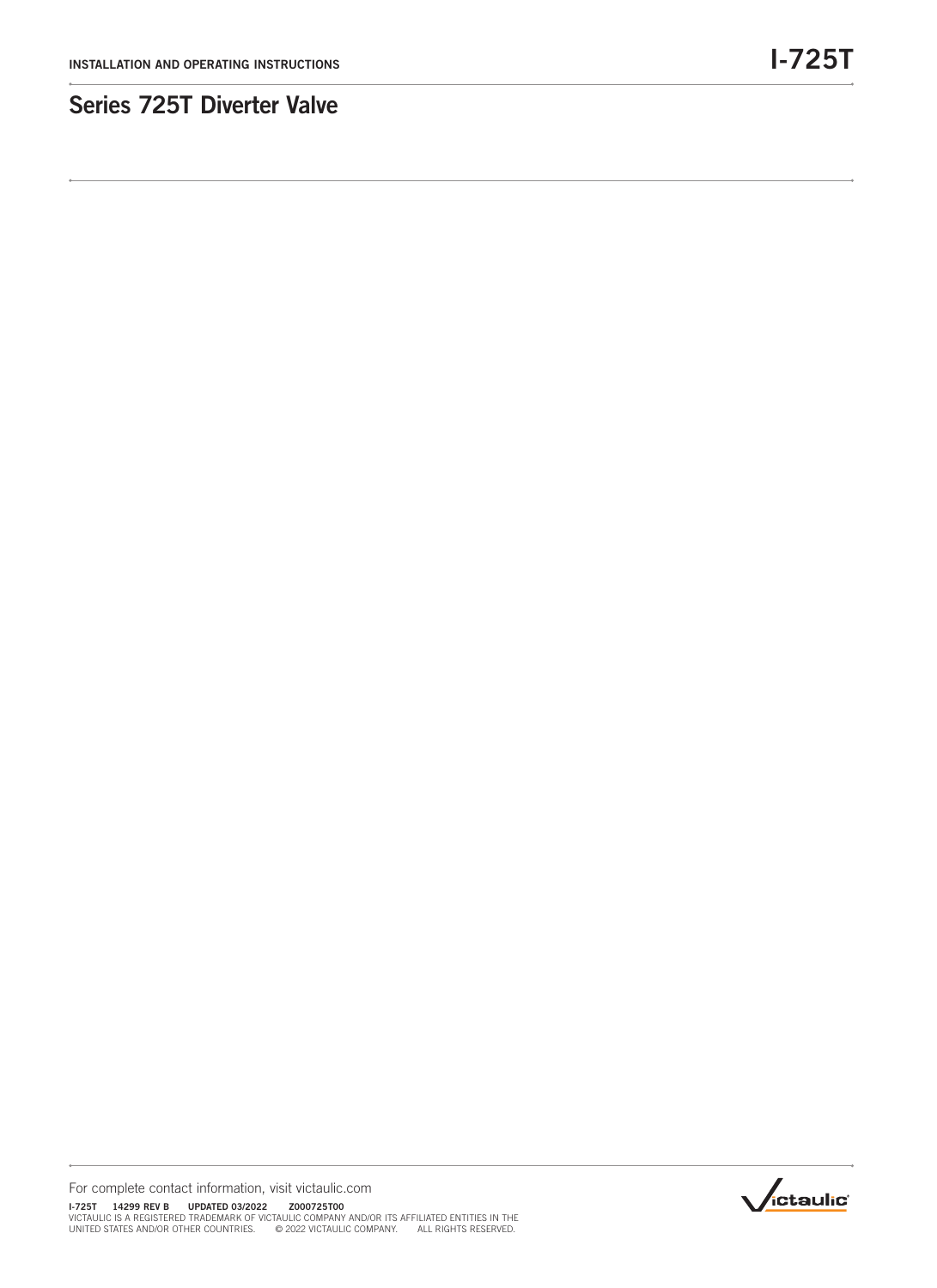# Series 725T Diverter Valve

For complete contact information, visit victaulic.com

I-725T 14299 REV B UPDATED 03/2022 Z000725T00

VICTAULIC IS A REGISTERED TRADEMARK OF VICTAULIC COMPANY AND/OR ITS AFFILIATED ENTITIES IN THE UNITED STATES AND/OR OTHER COUNTRIES. © 2022 VICTAULIC COMPANY. ALL RIGHTS RESERVED.